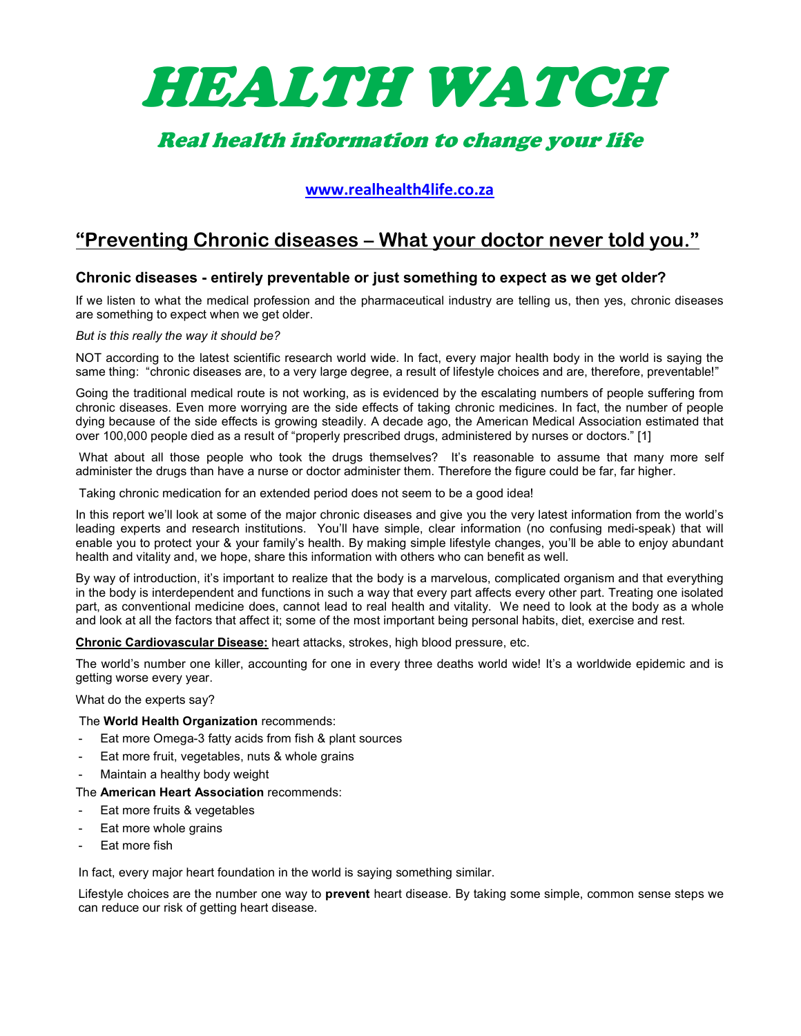# HEALTH WATCH

## Real health information to change your life

[www.realhealth4life.co.za](http://www.realhealth4life.co.za)

## "Preventing Chronic diseases – What your doctor never told you."

### Chronic diseases - entirely preventable or just something to expect as we get older?

If we listen to what the medical profession and the pharmaceutical industry are telling us, then yes, chronic diseases are something to expect when we get older.

*But is this really the way it should be?*

NOT according to the latest scientific research world wide. In fact, every major health body in the world is saying the same thing: "chronic diseases are, to a very large degree, a result of lifestyle choices and are, therefore, preventable!"

Going the traditional medical route is not working, as is evidenced by the escalating numbers of people suffering from chronic diseases. Even more worrying are the side effects of taking chronic medicines. In fact, the number of people dying because of the side effects is growing steadily. A decade ago, the American Medical Association estimated that over 100,000 people died as a result of "properly prescribed drugs, administered by nurses or doctors." [1]

What about all those people who took the drugs themselves? It's reasonable to assume that many more self administer the drugs than have a nurse or doctor administer them. Therefore the figure could be far, far higher.

Taking chronic medication for an extended period does not seem to be a good idea!

In this report we'll look at some of the major chronic diseases and give you the very latest information from the world's leading experts and research institutions. You'll have simple, clear information (no confusing medi-speak) that will enable you to protect your & your family's health. By making simple lifestyle changes, you'll be able to enjoy abundant health and vitality and, we hope, share this information with others who can benefit as well.

By way of introduction, it's important to realize that the body is a marvelous, complicated organism and that everything in the body is interdependent and functions in such a way that every part affects every other part. Treating one isolated part, as conventional medicine does, cannot lead to real health and vitality. We need to look at the body as a whole and look at all the factors that affect it; some of the most important being personal habits, diet, exercise and rest.

**Chronic Cardiovascular Disease:** heart attacks, strokes, high blood pressure, etc.

The world's number one killer, accounting for one in every three deaths world wide! It's a worldwide epidemic and is getting worse every year.

What do the experts say?

The **World Health Organization** recommends:

- Eat more Omega-3 fatty acids from fish & plant sources
- Eat more fruit, vegetables, nuts & whole grains
- Maintain a healthy body weight

The **American Heart Association** recommends:

- Eat more fruits & vegetables
- Eat more whole grains
- Eat more fish

In fact, every major heart foundation in the world is saying something similar.

Lifestyle choices are the number one way to **prevent** heart disease. By taking some simple, common sense steps we can reduce our risk of getting heart disease.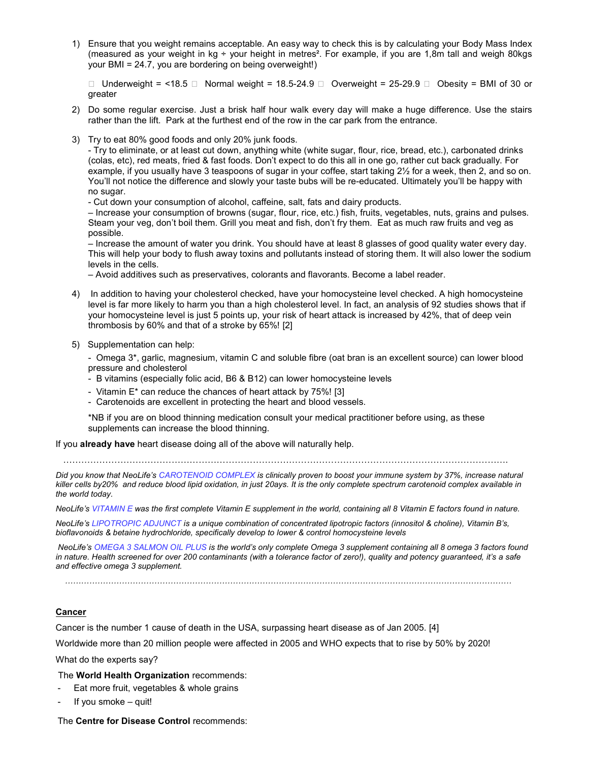1) Ensure that you weight remains acceptable. An easy way to check this is by calculating your Body Mass Index (measured as your weight in kg ÷ your height in metres². For example, if you are 1,8m tall and weigh 80kgs your BMI = 24.7, you are bordering on being overweight!)

   - Underweight = <18.5 - Normal weight = 18.5-24.9 - Overweight = 25-29.9 - Obesity = BMI of 30 or greater

2) Do some regular exercise. Just a brisk half hour walk every day will make a huge difference. Use the stairs rather than the lift. Park at the furthest end of the row in the car park from the entrance.

3) Try to eat 80% good foods and only 20% junk foods.
   - Try to eliminate, or at least cut down, anything white (white sugar, flour, rice, bread, etc.), carbonated drinks (colas, etc), red meats, fried & fast foods. Don't expect to do this all in one go, rather cut back gradually. For example, if you usually have 3 teaspoons of sugar in your coffee, start taking 2½ for a week, then 2, and so on. You'll not notice the difference and slowly your taste bubs will be re-educated. Ultimately you'll be happy with no sugar.
   - Cut down your consumption of alcohol, caffeine, salt, fats and dairy products.
   – Increase your consumption of browns (sugar, flour, rice, etc.) fish, fruits, vegetables, nuts, grains and pulses. Steam your veg, don't boil them. Grill you meat and fish, don't fry them. Eat as much raw fruits and veg as possible.
   – Increase the amount of water you drink. You should have at least 8 glasses of good quality water every day. This will help your body to flush away toxins and pollutants instead of storing them. It will also lower the sodium levels in the cells.
   – Avoid additives such as preservatives, colorants and flavorants. Become a label reader.

4) In addition to having your cholesterol checked, have your homocysteine level checked. A high homocysteine level is far more likely to harm you than a high cholesterol level. In fact, an analysis of 92 studies shows that if your homocysteine level is just 5 points up, your risk of heart attack is increased by 42%, that of deep vein thrombosis by 60% and that of a stroke by 65%! [2]

5) Supplementation can help:
   - Omega 3*, garlic, magnesium, vitamin C and soluble fibre (oat bran is an excellent source) can lower blood pressure and cholesterol
   - B vitamins (especially folic acid, B6 & B12) can lower homocysteine levels
   - Vitamin E* can reduce the chances of heart attack by 75%! [3]
   - Carotenoids are excellent in protecting the heart and blood vessels.

   *NB if you are on blood thinning medication consult your medical practitioner before using, as these supplements can increase the blood thinning.

If you **already have** heart disease doing all of the above will naturally help.

………………………………………………………………………………………………………………………………

*Did you know that NeoLife's CAROTENOID COMPLEX is clinically proven to boost your immune system by 37%, increase natural killer cells by20% and reduce blood lipid oxidation, in just 20ays. It is the only complete spectrum carotenoid complex available in the world today.*

*NeoLife's VITAMIN E was the first complete Vitamin E supplement in the world, containing all 8 Vitamin E factors found in nature.*

*NeoLife's LIPOTROPIC ADJUNCT is a unique combination of concentrated lipotropic factors (innositol & choline), Vitamin B's, bioflavonoids & betaine hydrochloride, specifically develop to lower & control homocysteine levels*

*NeoLife's OMEGA 3 SALMON OIL PLUS is the world's only complete Omega 3 supplement containing all 8 omega 3 factors found in nature. Health screened for over 200 contaminants (with a tolerance factor of zero!), quality and potency guaranteed, it's a safe and effective omega 3 supplement.*

………………………………………………………………………………………………………………………………

## Cancer

Cancer is the number 1 cause of death in the USA, surpassing heart disease as of Jan 2005. [4]

Worldwide more than 20 million people were affected in 2005 and WHO expects that to rise by 50% by 2020!

What do the experts say?

The **World Health Organization** recommends:

- Eat more fruit, vegetables & whole grains
- If you smoke – quit!

The **Centre for Disease Control** recommends: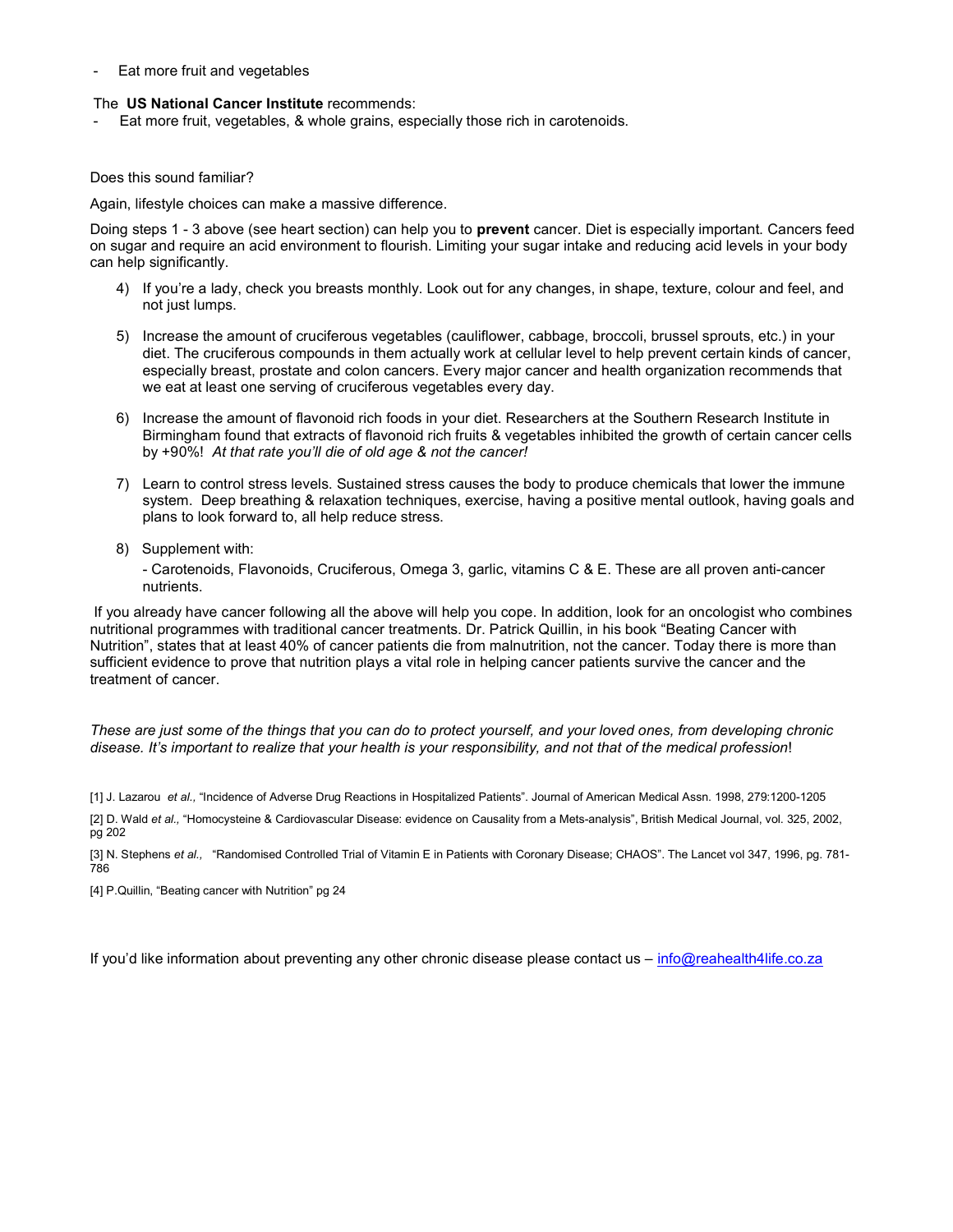- Eat more fruit and vegetables

The **US National Cancer Institute** recommends:

- Eat more fruit, vegetables, & whole grains, especially those rich in carotenoids.

Does this sound familiar?

Again, lifestyle choices can make a massive difference.

Doing steps 1 - 3 above (see heart section) can help you to **prevent** cancer. Diet is especially important. Cancers feed on sugar and require an acid environment to flourish. Limiting your sugar intake and reducing acid levels in your body can help significantly.

4) If you're a lady, check you breasts monthly. Look out for any changes, in shape, texture, colour and feel, and not just lumps.

5) Increase the amount of cruciferous vegetables (cauliflower, cabbage, broccoli, brussel sprouts, etc.) in your diet. The cruciferous compounds in them actually work at cellular level to help prevent certain kinds of cancer, especially breast, prostate and colon cancers. Every major cancer and health organization recommends that we eat at least one serving of cruciferous vegetables every day.

6) Increase the amount of flavonoid rich foods in your diet. Researchers at the Southern Research Institute in Birmingham found that extracts of flavonoid rich fruits & vegetables inhibited the growth of certain cancer cells by +90%! *At that rate you'll die of old age & not the cancer!*

7) Learn to control stress levels. Sustained stress causes the body to produce chemicals that lower the immune system. Deep breathing & relaxation techniques, exercise, having a positive mental outlook, having goals and plans to look forward to, all help reduce stress.

8) Supplement with:

   - Carotenoids, Flavonoids, Cruciferous, Omega 3, garlic, vitamins C & E. These are all proven anti-cancer nutrients.

If you already have cancer following all the above will help you cope. In addition, look for an oncologist who combines nutritional programmes with traditional cancer treatments. Dr. Patrick Quillin, in his book "Beating Cancer with Nutrition", states that at least 40% of cancer patients die from malnutrition, not the cancer. Today there is more than sufficient evidence to prove that nutrition plays a vital role in helping cancer patients survive the cancer and the treatment of cancer.

*These are just some of the things that you can do to protect yourself, and your loved ones, from developing chronic disease. It's important to realize that your health is your responsibility, and not that of the medical profession*!

[1] J. Lazarou *et al.,* "Incidence of Adverse Drug Reactions in Hospitalized Patients". Journal of American Medical Assn. 1998, 279:1200-1205

[2] D. Wald *et al.,* "Homocysteine & Cardiovascular Disease: evidence on Causality from a Mets-analysis", British Medical Journal, vol. 325, 2002, pg 202

[3] N. Stephens *et al.,* "Randomised Controlled Trial of Vitamin E in Patients with Coronary Disease; CHAOS". The Lancet vol 347, 1996, pg. 781-786

[4] P.Quillin, "Beating cancer with Nutrition" pg 24

If you'd like information about preventing any other chronic disease please contact us – info@reahealth4life.co.za